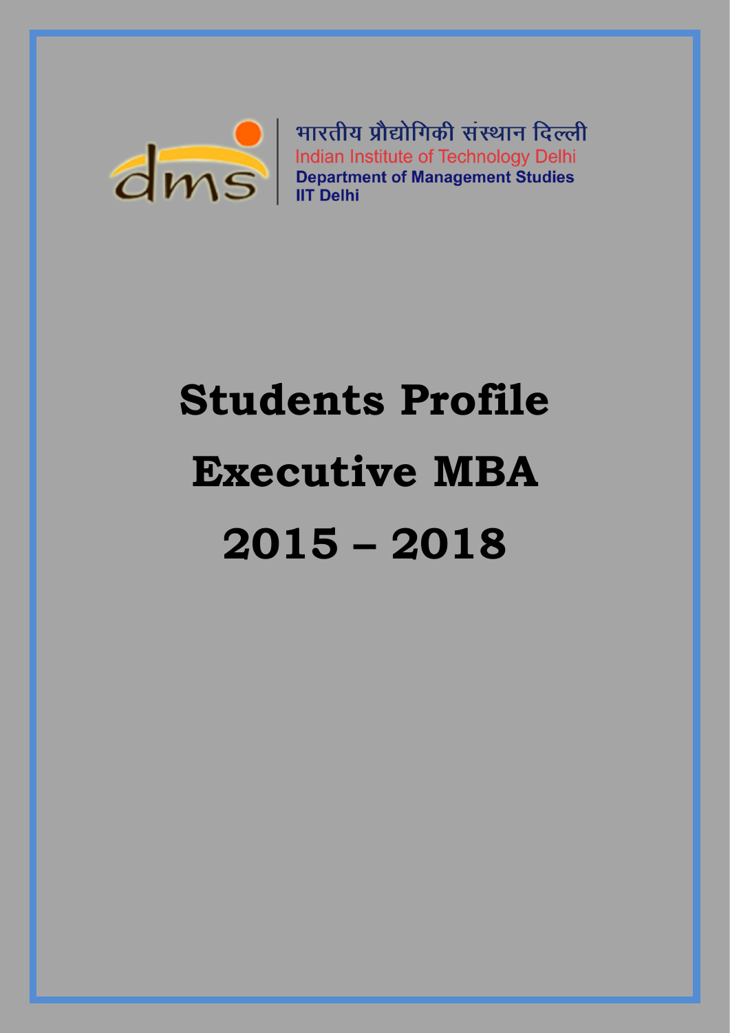भारतीय प्रौद्योगिकी संस्थान दिल्ली
Indian Institute of Technology Delhi
**Department of Management Studies**
**IIT Delhi**

# Students Profile

# Executive MBA

# 2015 – 2018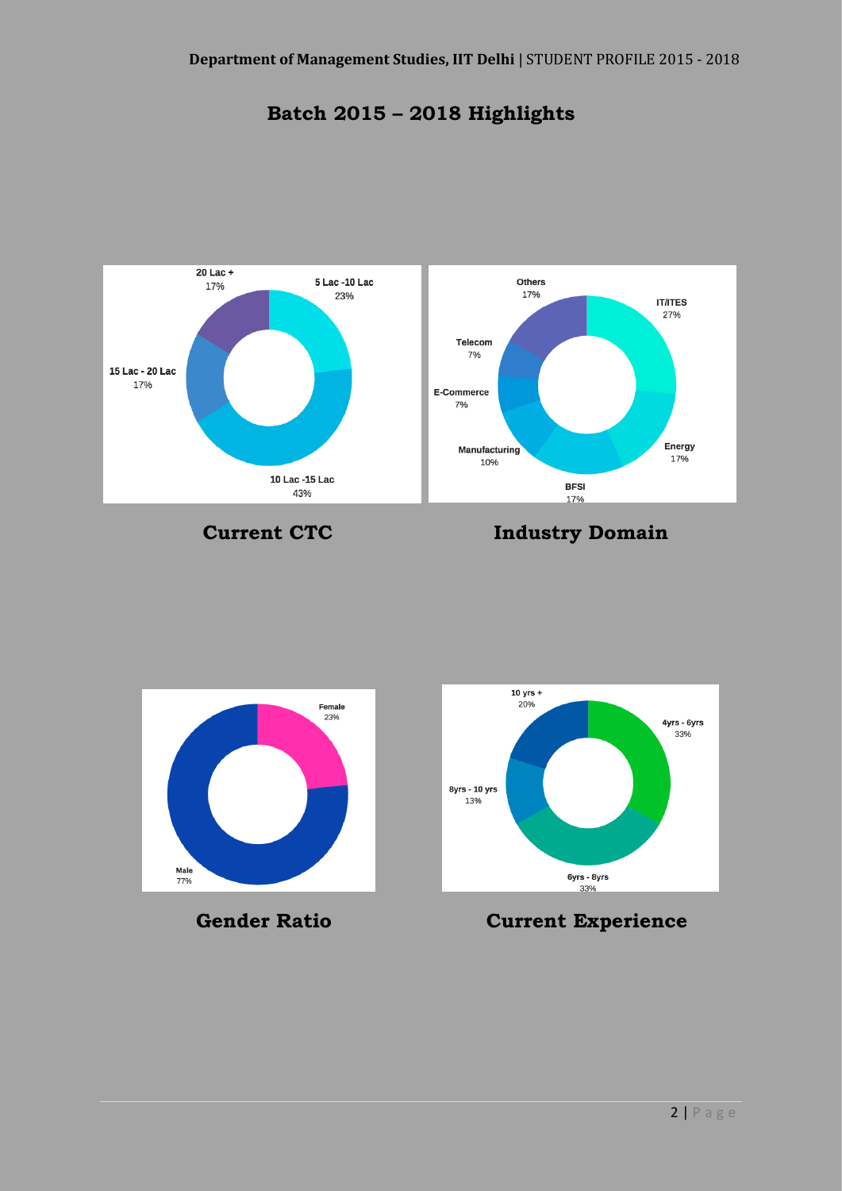# Batch 2015 – 2018 Highlights

20 Lac +
17%

5 Lac -10 Lac
23%

15 Lac - 20 Lac
17%

10 Lac -15 Lac
43%

**Current CTC**

Others
17%

IT/ITES
27%

Telecom
7%

E-Commerce
7%

Manufacturing
10%

Energy
17%

BFSI
17%

**Industry Domain**

Female
23%

Male
77%

**Gender Ratio**

10 yrs +
20%

4yrs - 6yrs
33%

8yrs - 10 yrs
13%

6yrs - 8yrs
33%

**Current Experience**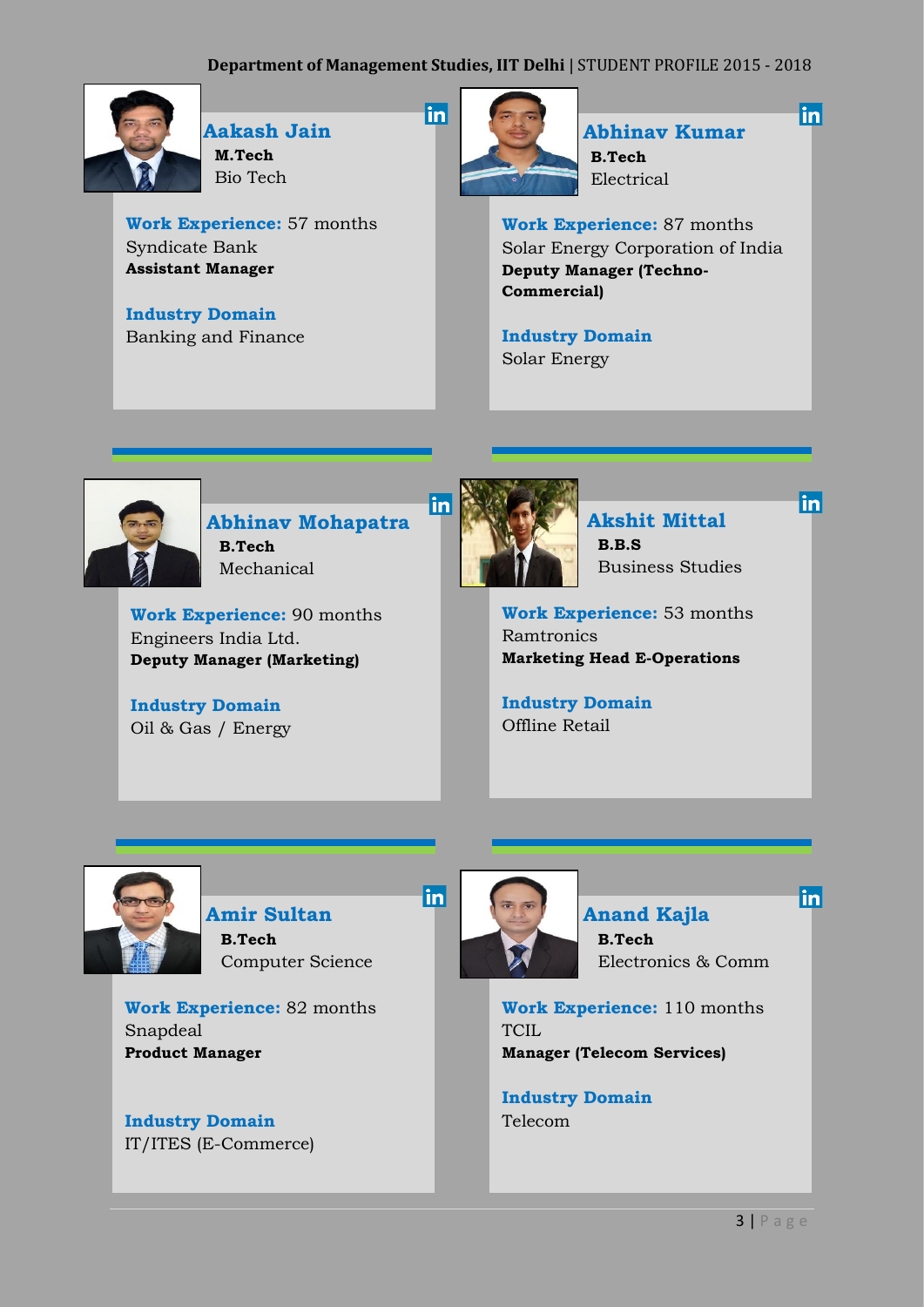## Aakash Jain

**M.Tech**
Bio Tech

**Work Experience:** 57 months
Syndicate Bank
**Assistant Manager**

**Industry Domain**
Banking and Finance

## Abhinav Kumar

**B.Tech**
Electrical

**Work Experience:** 87 months
Solar Energy Corporation of India
**Deputy Manager (Techno-Commercial)**

**Industry Domain**
Solar Energy

## Abhinav Mohapatra

**B.Tech**
Mechanical

**Work Experience:** 90 months
Engineers India Ltd.
**Deputy Manager (Marketing)**

**Industry Domain**
Oil & Gas / Energy

## Akshit Mittal

**B.B.S**
Business Studies

**Work Experience:** 53 months
Ramtronics
**Marketing Head E-Operations**

**Industry Domain**
Offline Retail

## Amir Sultan

**B.Tech**
Computer Science

**Work Experience:** 82 months
Snapdeal
**Product Manager**

**Industry Domain**
IT/ITES (E-Commerce)

## Anand Kajla

**B.Tech**
Electronics & Comm

**Work Experience:** 110 months
TCIL
**Manager (Telecom Services)**

**Industry Domain**
Telecom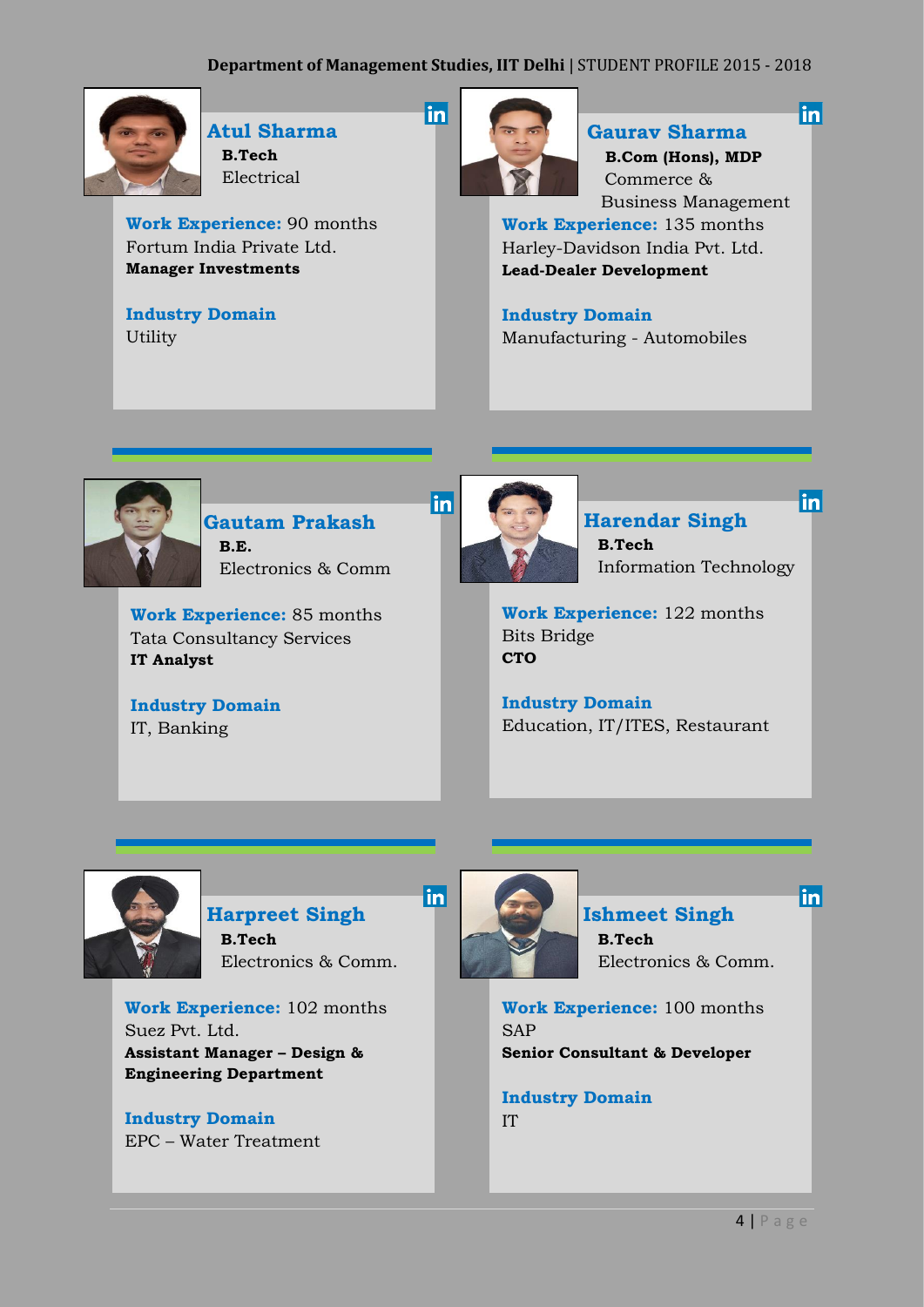### Atul Sharma

**B.Tech**
Electrical

**Work Experience:** 90 months
Fortum India Private Ltd.
**Manager Investments**

**Industry Domain**
Utility

### Gaurav Sharma

**B.Com (Hons), MDP**
Commerce & Business Management

**Work Experience:** 135 months
Harley-Davidson India Pvt. Ltd.
**Lead-Dealer Development**

**Industry Domain**
Manufacturing - Automobiles

### Gautam Prakash

**B.E.**
Electronics & Comm

**Work Experience:** 85 months
Tata Consultancy Services
**IT Analyst**

**Industry Domain**
IT, Banking

### Harendar Singh

**B.Tech**
Information Technology

**Work Experience:** 122 months
Bits Bridge
**CTO**

**Industry Domain**
Education, IT/ITES, Restaurant

### Harpreet Singh

**B.Tech**
Electronics & Comm.

**Work Experience:** 102 months
Suez Pvt. Ltd.
**Assistant Manager – Design & Engineering Department**

**Industry Domain**
EPC – Water Treatment

### Ishmeet Singh

**B.Tech**
Electronics & Comm.

**Work Experience:** 100 months
SAP
**Senior Consultant & Developer**

**Industry Domain**
IT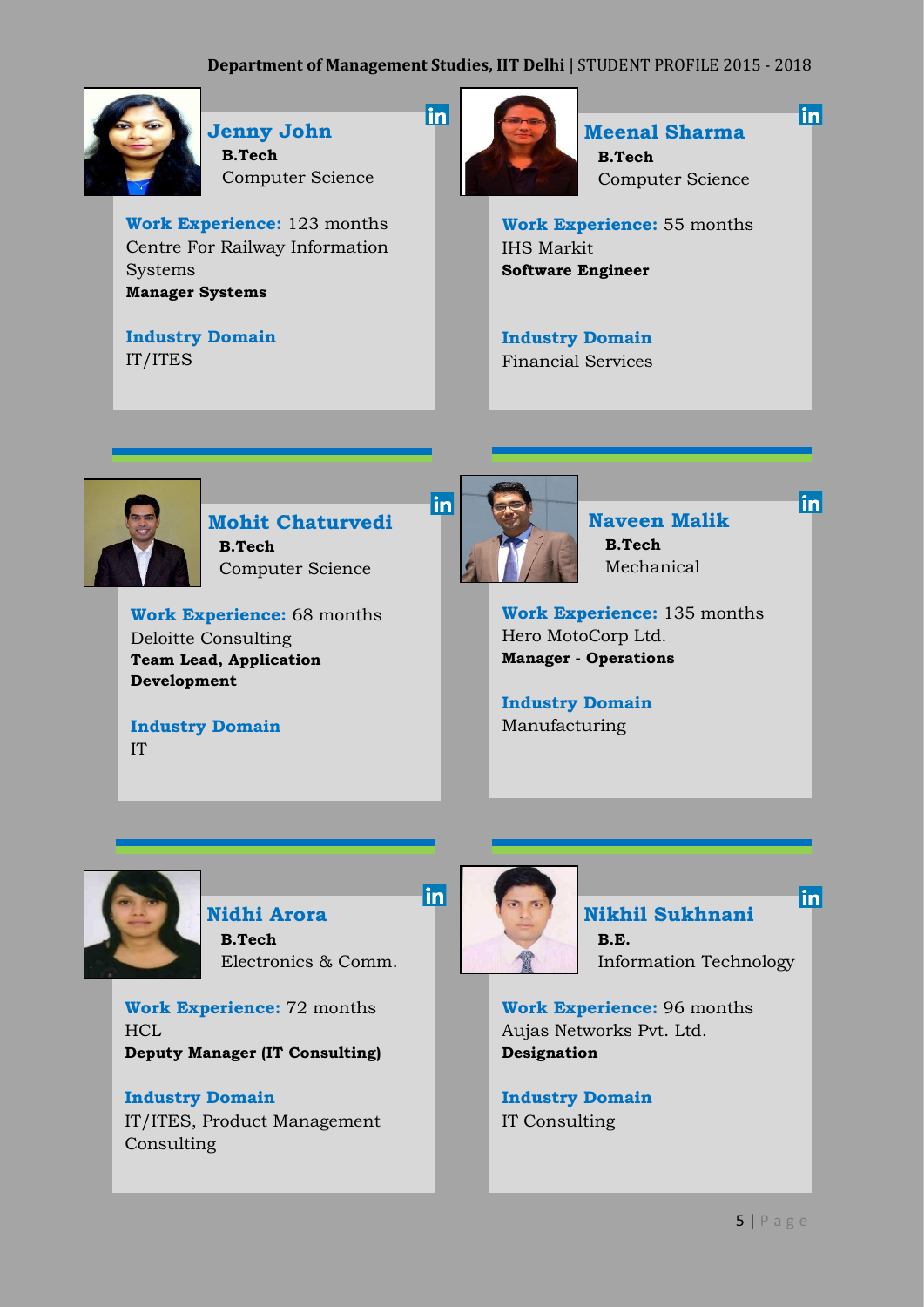### Jenny John

**B.Tech**
Computer Science

**Work Experience:** 123 months
Centre For Railway Information Systems
**Manager Systems**

**Industry Domain**
IT/ITES

### Meenal Sharma

**B.Tech**
Computer Science

**Work Experience:** 55 months
IHS Markit
**Software Engineer**

**Industry Domain**
Financial Services

### Mohit Chaturvedi

**B.Tech**
Computer Science

**Work Experience:** 68 months
Deloitte Consulting
**Team Lead, Application Development**

**Industry Domain**
IT

### Naveen Malik

**B.Tech**
Mechanical

**Work Experience:** 135 months
Hero MotoCorp Ltd.
**Manager - Operations**

**Industry Domain**
Manufacturing

### Nidhi Arora

**B.Tech**
Electronics & Comm.

**Work Experience:** 72 months
HCL
**Deputy Manager (IT Consulting)**

**Industry Domain**
IT/ITES, Product Management Consulting

### Nikhil Sukhnani

**B.E.**
Information Technology

**Work Experience:** 96 months
Aujas Networks Pvt. Ltd.
**Designation**

**Industry Domain**
IT Consulting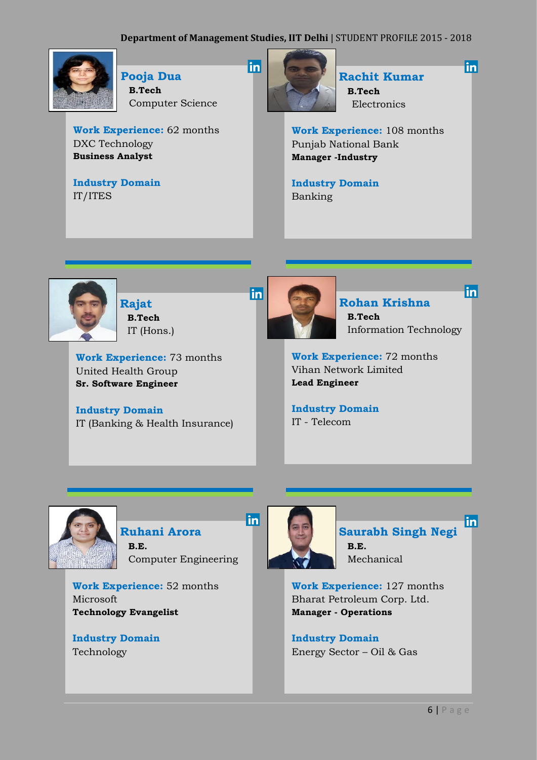## Pooja Dua

**B.Tech**
Computer Science

**Work Experience:** 62 months
DXC Technology
**Business Analyst**

**Industry Domain**
IT/ITES

## Rachit Kumar

**B.Tech**
Electronics

**Work Experience:** 108 months
Punjab National Bank
**Manager -Industry**

**Industry Domain**
Banking

## Rajat

**B.Tech**
IT (Hons.)

**Work Experience:** 73 months
United Health Group
**Sr. Software Engineer**

**Industry Domain**
IT (Banking & Health Insurance)

## Rohan Krishna

**B.Tech**
Information Technology

**Work Experience:** 72 months
Vihan Network Limited
**Lead Engineer**

**Industry Domain**
IT - Telecom

## Ruhani Arora

**B.E.**
Computer Engineering

**Work Experience:** 52 months
Microsoft
**Technology Evangelist**

**Industry Domain**
Technology

## Saurabh Singh Negi

**B.E.**
Mechanical

**Work Experience:** 127 months
Bharat Petroleum Corp. Ltd.
**Manager - Operations**

**Industry Domain**
Energy Sector – Oil & Gas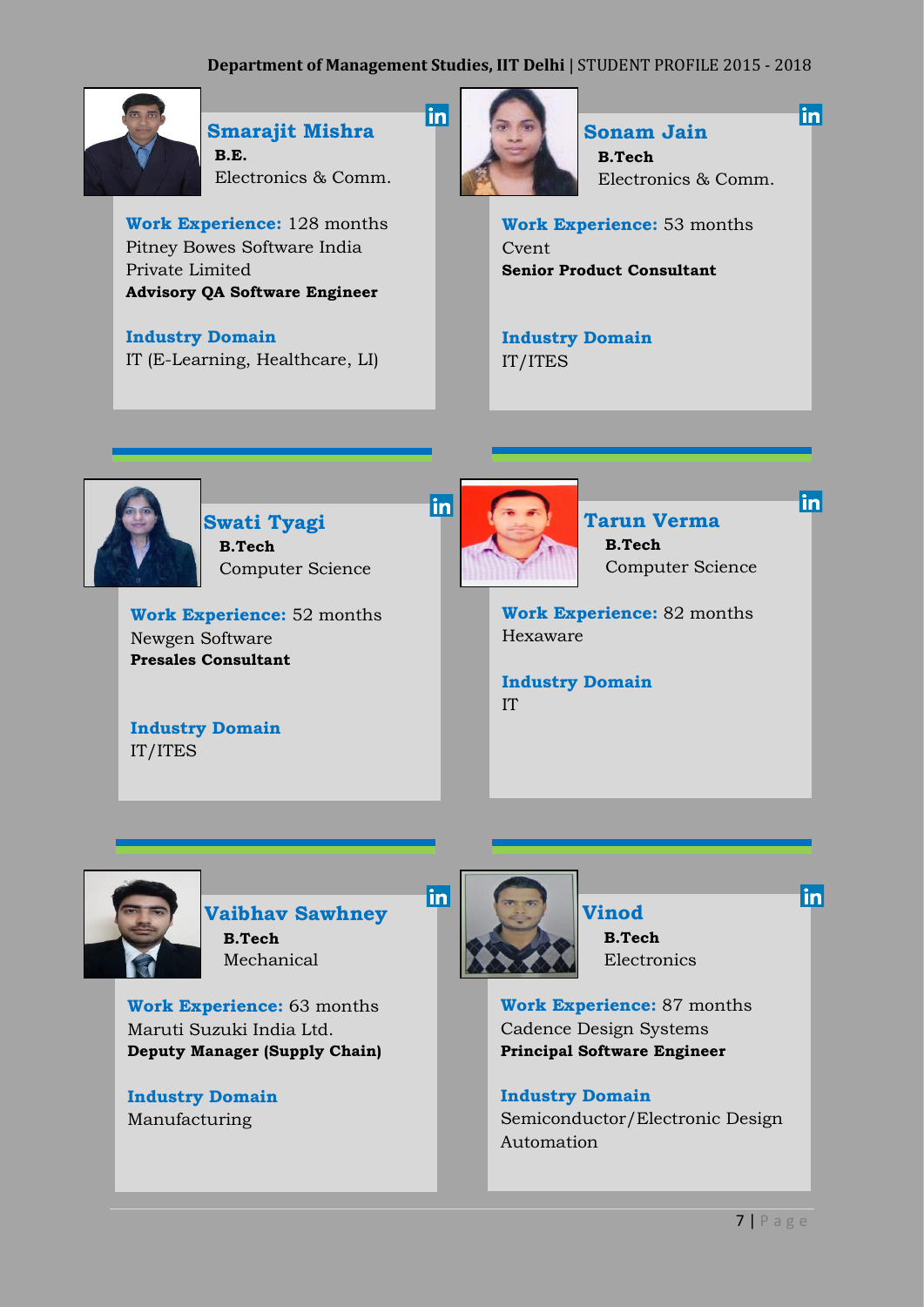### Smarajit Mishra

**B.E.**
Electronics & Comm.

**Work Experience:** 128 months
Pitney Bowes Software India Private Limited
**Advisory QA Software Engineer**

**Industry Domain**
IT (E-Learning, Healthcare, LI)

### Sonam Jain

**B.Tech**
Electronics & Comm.

**Work Experience:** 53 months
Cvent
**Senior Product Consultant**

**Industry Domain**
IT/ITES

### Swati Tyagi

**B.Tech**
Computer Science

**Work Experience:** 52 months
Newgen Software
**Presales Consultant**

**Industry Domain**
IT/ITES

### Tarun Verma

**B.Tech**
Computer Science

**Work Experience:** 82 months
Hexaware

**Industry Domain**
IT

### Vaibhav Sawhney

**B.Tech**
Mechanical

**Work Experience:** 63 months
Maruti Suzuki India Ltd.
**Deputy Manager (Supply Chain)**

**Industry Domain**
Manufacturing

### Vinod

**B.Tech**
Electronics

**Work Experience:** 87 months
Cadence Design Systems
**Principal Software Engineer**

**Industry Domain**
Semiconductor/Electronic Design Automation